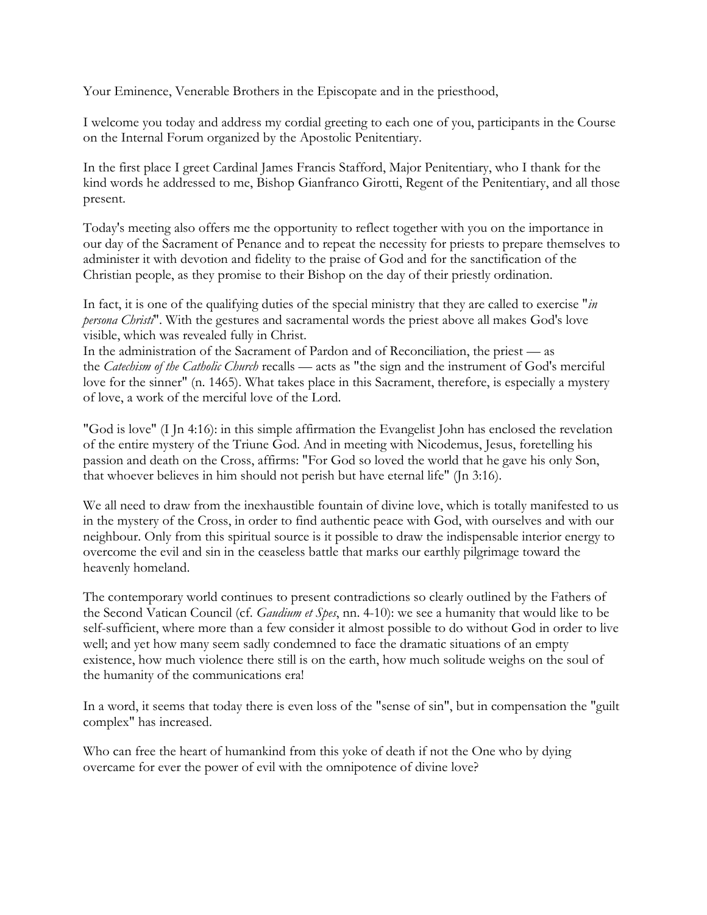Your Eminence, Venerable Brothers in the Episcopate and in the priesthood,

I welcome you today and address my cordial greeting to each one of you, participants in the Course on the Internal Forum organized by the Apostolic Penitentiary.

In the first place I greet Cardinal James Francis Stafford, Major Penitentiary, who I thank for the kind words he addressed to me, Bishop Gianfranco Girotti, Regent of the Penitentiary, and all those present.

Today's meeting also offers me the opportunity to reflect together with you on the importance in our day of the Sacrament of Penance and to repeat the necessity for priests to prepare themselves to administer it with devotion and fidelity to the praise of God and for the sanctification of the Christian people, as they promise to their Bishop on the day of their priestly ordination.

In fact, it is one of the qualifying duties of the special ministry that they are called to exercise "*in persona Christi*". With the gestures and sacramental words the priest above all makes God's love visible, which was revealed fully in Christ.
In the administration of the Sacrament of Pardon and of Reconciliation, the priest — as the *Catechism of the Catholic Church* recalls — acts as "the sign and the instrument of God's merciful love for the sinner" (n. 1465). What takes place in this Sacrament, therefore, is especially a mystery of love, a work of the merciful love of the Lord.

"God is love" (I Jn 4:16): in this simple affirmation the Evangelist John has enclosed the revelation of the entire mystery of the Triune God. And in meeting with Nicodemus, Jesus, foretelling his passion and death on the Cross, affirms: "For God so loved the world that he gave his only Son, that whoever believes in him should not perish but have eternal life" (Jn 3:16).

We all need to draw from the inexhaustible fountain of divine love, which is totally manifested to us in the mystery of the Cross, in order to find authentic peace with God, with ourselves and with our neighbour. Only from this spiritual source is it possible to draw the indispensable interior energy to overcome the evil and sin in the ceaseless battle that marks our earthly pilgrimage toward the heavenly homeland.

The contemporary world continues to present contradictions so clearly outlined by the Fathers of the Second Vatican Council (cf. *Gaudium et Spes*, nn. 4-10): we see a humanity that would like to be self-sufficient, where more than a few consider it almost possible to do without God in order to live well; and yet how many seem sadly condemned to face the dramatic situations of an empty existence, how much violence there still is on the earth, how much solitude weighs on the soul of the humanity of the communications era!

In a word, it seems that today there is even loss of the "sense of sin", but in compensation the "guilt complex" has increased.

Who can free the heart of humankind from this yoke of death if not the One who by dying overcame for ever the power of evil with the omnipotence of divine love?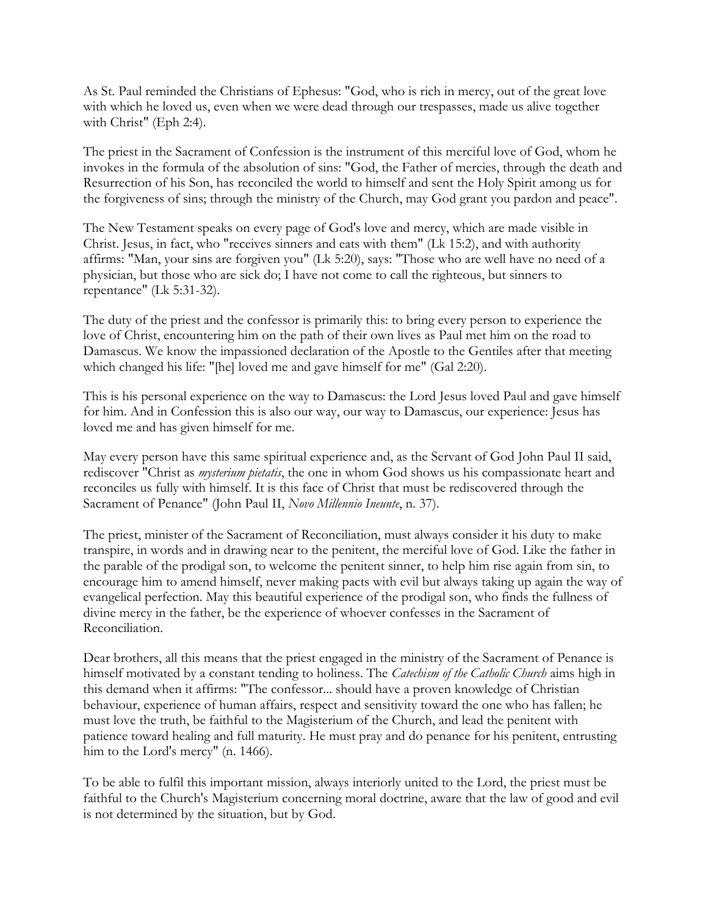As St. Paul reminded the Christians of Ephesus: "God, who is rich in mercy, out of the great love with which he loved us, even when we were dead through our trespasses, made us alive together with Christ" (Eph 2:4).

The priest in the Sacrament of Confession is the instrument of this merciful love of God, whom he invokes in the formula of the absolution of sins: "God, the Father of mercies, through the death and Resurrection of his Son, has reconciled the world to himself and sent the Holy Spirit among us for the forgiveness of sins; through the ministry of the Church, may God grant you pardon and peace".

The New Testament speaks on every page of God's love and mercy, which are made visible in Christ. Jesus, in fact, who "receives sinners and eats with them" (Lk 15:2), and with authority affirms: "Man, your sins are forgiven you" (Lk 5:20), says: "Those who are well have no need of a physician, but those who are sick do; I have not come to call the righteous, but sinners to repentance" (Lk 5:31-32).

The duty of the priest and the confessor is primarily this: to bring every person to experience the love of Christ, encountering him on the path of their own lives as Paul met him on the road to Damascus. We know the impassioned declaration of the Apostle to the Gentiles after that meeting which changed his life: "[he] loved me and gave himself for me" (Gal 2:20).

This is his personal experience on the way to Damascus: the Lord Jesus loved Paul and gave himself for him. And in Confession this is also our way, our way to Damascus, our experience: Jesus has loved me and has given himself for me.

May every person have this same spiritual experience and, as the Servant of God John Paul II said, rediscover "Christ as *mysterium pietatis*, the one in whom God shows us his compassionate heart and reconciles us fully with himself. It is this face of Christ that must be rediscovered through the Sacrament of Penance" (John Paul II, *Novo Millennio Ineunte*, n. 37).

The priest, minister of the Sacrament of Reconciliation, must always consider it his duty to make transpire, in words and in drawing near to the penitent, the merciful love of God. Like the father in the parable of the prodigal son, to welcome the penitent sinner, to help him rise again from sin, to encourage him to amend himself, never making pacts with evil but always taking up again the way of evangelical perfection. May this beautiful experience of the prodigal son, who finds the fullness of divine mercy in the father, be the experience of whoever confesses in the Sacrament of Reconciliation.

Dear brothers, all this means that the priest engaged in the ministry of the Sacrament of Penance is himself motivated by a constant tending to holiness. The *Catechism of the Catholic Church* aims high in this demand when it affirms: "The confessor... should have a proven knowledge of Christian behaviour, experience of human affairs, respect and sensitivity toward the one who has fallen; he must love the truth, be faithful to the Magisterium of the Church, and lead the penitent with patience toward healing and full maturity. He must pray and do penance for his penitent, entrusting him to the Lord's mercy" (n. 1466).

To be able to fulfil this important mission, always interiorly united to the Lord, the priest must be faithful to the Church's Magisterium concerning moral doctrine, aware that the law of good and evil is not determined by the situation, but by God.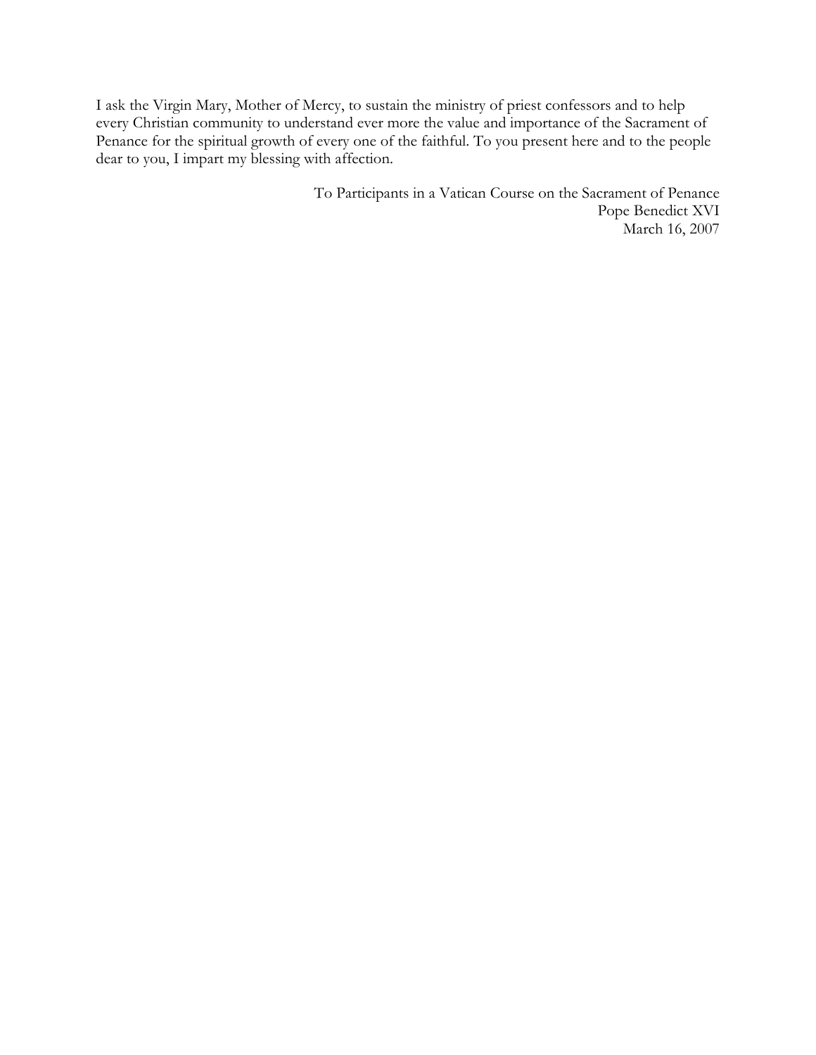I ask the Virgin Mary, Mother of Mercy, to sustain the ministry of priest confessors and to help every Christian community to understand ever more the value and importance of the Sacrament of Penance for the spiritual growth of every one of the faithful. To you present here and to the people dear to you, I impart my blessing with affection.

To Participants in a Vatican Course on the Sacrament of Penance
Pope Benedict XVI
March 16, 2007